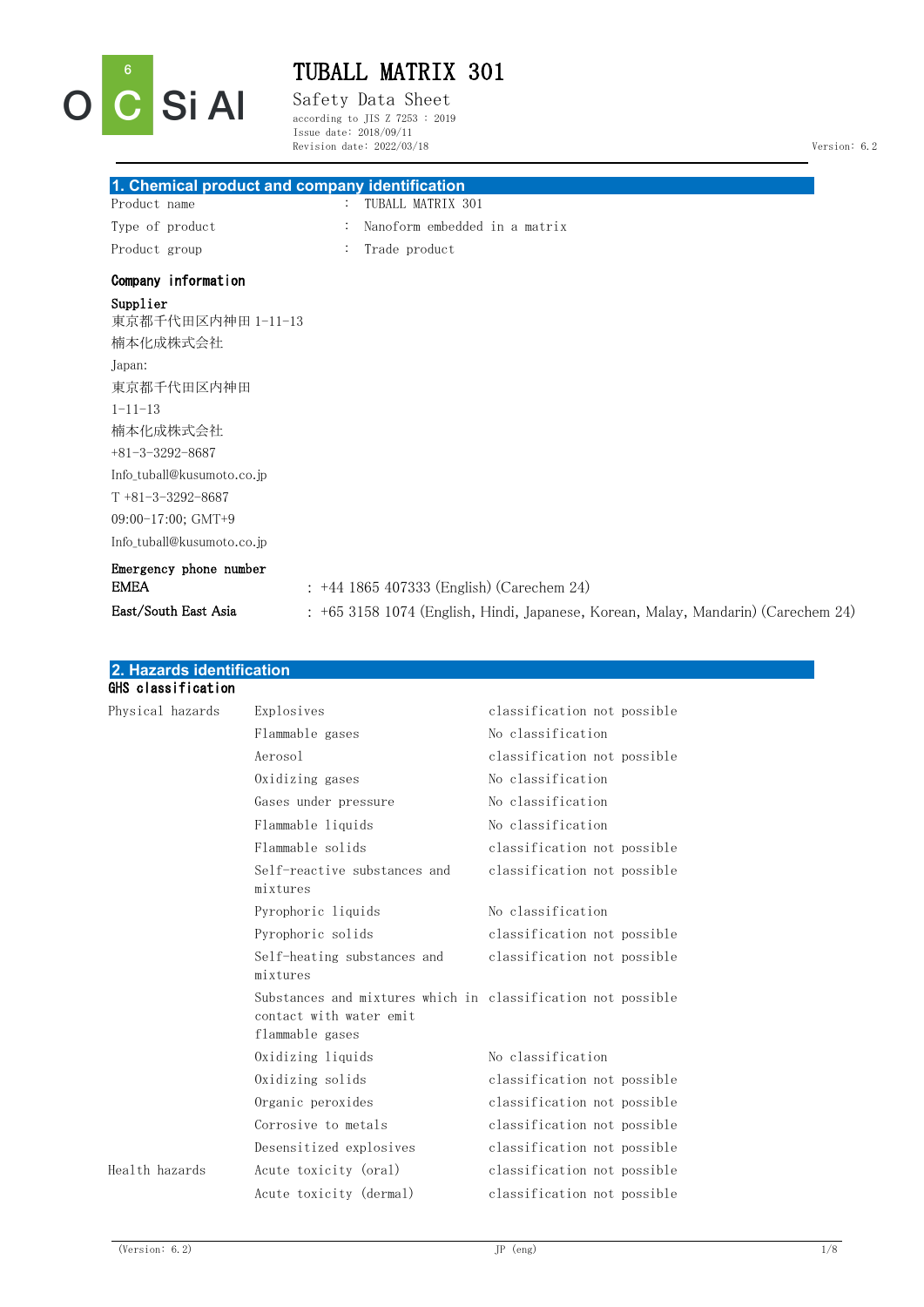# TUBALL MATRIX 301

Safety Data Sheet

according to JIS Z 7253 : 2019
Issue date: 2018/09/11
Revision date: 2022/03/18
Version: 6.2

## 1. Chemical product and company identification

| | | |
|---|---|---|
| Product name | : | TUBALL MATRIX 301 |
| Type of product | : | Nanoform embedded in a matrix |
| Product group | : | Trade product |

### Company information

**Supplier**

東京都千代田区内神田 1-11-13
楠本化成株式会社
Japan:
東京都千代田区内神田
1-11-13
楠本化成株式会社
+81-3-3292-8687
Info_tuball@kusumoto.co.jp
T +81-3-3292-8687
09:00-17:00; GMT+9
Info_tuball@kusumoto.co.jp

**Emergency phone number**

| | | |
|---|---|---|
| EMEA | : | +44 1865 407333 (English) (Carechem 24) |
| East/South East Asia | : | +65 3158 1074 (English, Hindi, Japanese, Korean, Malay, Mandarin) (Carechem 24) |

## 2. Hazards identification

### GHS classification

| | | |
|---|---|---|
| Physical hazards | Explosives | classification not possible |
| | Flammable gases | No classification |
| | Aerosol | classification not possible |
| | Oxidizing gases | No classification |
| | Gases under pressure | No classification |
| | Flammable liquids | No classification |
| | Flammable solids | classification not possible |
| | Self-reactive substances and mixtures | classification not possible |
| | Pyrophoric liquids | No classification |
| | Pyrophoric solids | classification not possible |
| | Self-heating substances and mixtures | classification not possible |
| | Substances and mixtures which in contact with water emit flammable gases | classification not possible |
| | Oxidizing liquids | No classification |
| | Oxidizing solids | classification not possible |
| | Organic peroxides | classification not possible |
| | Corrosive to metals | classification not possible |
| | Desensitized explosives | classification not possible |
| Health hazards | Acute toxicity (oral) | classification not possible |
| | Acute toxicity (dermal) | classification not possible |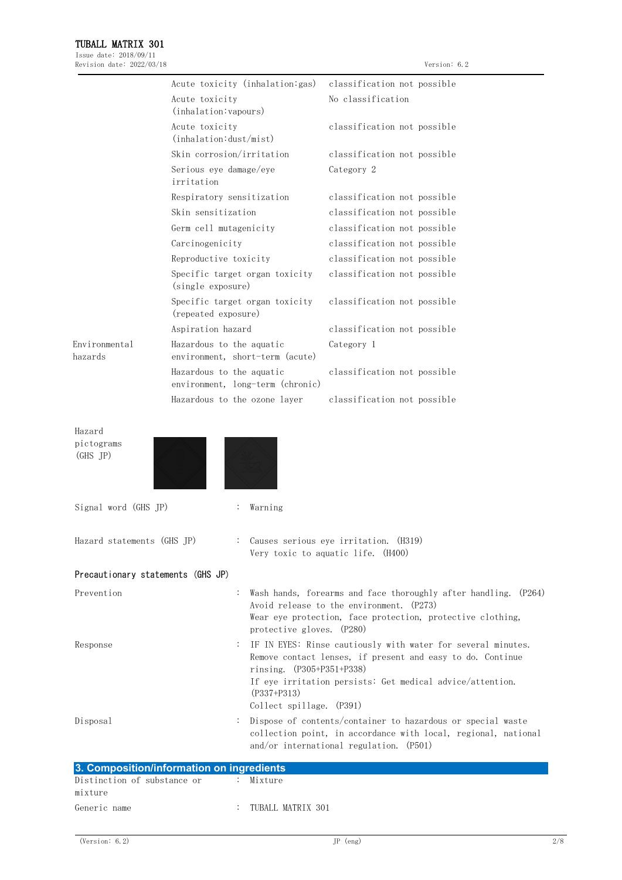| | | |
|---|---|---|
| | Acute toxicity (inhalation:gas) | classification not possible |
| | Acute toxicity (inhalation:vapours) | No classification |
| | Acute toxicity (inhalation:dust/mist) | classification not possible |
| | Skin corrosion/irritation | classification not possible |
| | Serious eye damage/eye irritation | Category 2 |
| | Respiratory sensitization | classification not possible |
| | Skin sensitization | classification not possible |
| | Germ cell mutagenicity | classification not possible |
| | Carcinogenicity | classification not possible |
| | Reproductive toxicity | classification not possible |
| | Specific target organ toxicity (single exposure) | classification not possible |
| | Specific target organ toxicity (repeated exposure) | classification not possible |
| | Aspiration hazard | classification not possible |
| Environmental hazards | Hazardous to the aquatic environment, short-term (acute) | Category 1 |
| | Hazardous to the aquatic environment, long-term (chronic) | classification not possible |
| | Hazardous to the ozone layer | classification not possible |

Hazard pictograms (GHS JP)

Signal word (GHS JP) : Warning

Hazard statements (GHS JP) : Causes serious eye irritation. (H319)
Very toxic to aquatic life. (H400)

**Precautionary statements (GHS JP)**

Prevention : Wash hands, forearms and face thoroughly after handling. (P264)
Avoid release to the environment. (P273)
Wear eye protection, face protection, protective clothing, protective gloves. (P280)

Response : IF IN EYES: Rinse cautiously with water for several minutes. Remove contact lenses, if present and easy to do. Continue rinsing. (P305+P351+P338)
If eye irritation persists: Get medical advice/attention. (P337+P313)
Collect spillage. (P391)

Disposal : Dispose of contents/container to hazardous or special waste collection point, in accordance with local, regional, national and/or international regulation. (P501)

## 3. Composition/information on ingredients

Distinction of substance or mixture : Mixture

Generic name : TUBALL MATRIX 301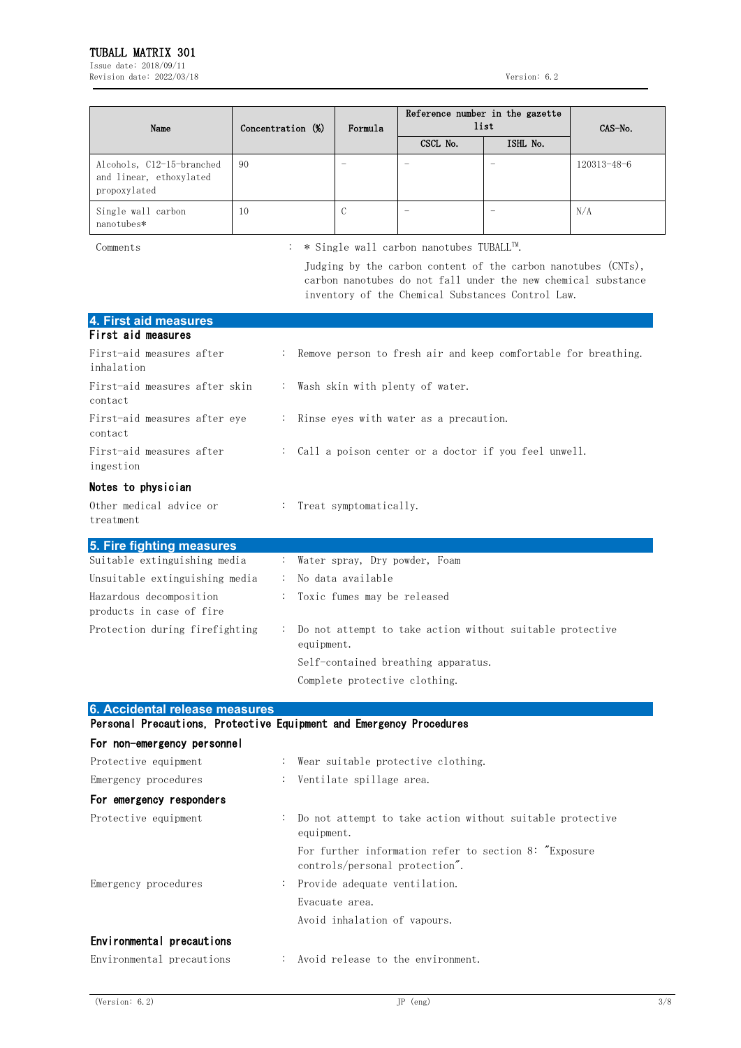| Name | Concentration (%) | Formula | Reference number in the gazette list | | CAS-No. |
|---|---|---|---|---|---|
| | | | CSCL No. | ISHL No. | |
| Alcohols, C12-15-branched and linear, ethoxylated propoxylated | 90 | – | – | – | 120313-48-6 |
| Single wall carbon nanotubes* | 10 | C | – | – | N/A |

Comments : * Single wall carbon nanotubes TUBALL™.

Judging by the carbon content of the carbon nanotubes (CNTs), carbon nanotubes do not fall under the new chemical substance inventory of the Chemical Substances Control Law.

## 4. First aid measures

### First aid measures

First-aid measures after inhalation : Remove person to fresh air and keep comfortable for breathing.

First-aid measures after skin contact : Wash skin with plenty of water.

First-aid measures after eye contact : Rinse eyes with water as a precaution.

First-aid measures after ingestion : Call a poison center or a doctor if you feel unwell.

### Notes to physician

Other medical advice or treatment : Treat symptomatically.

## 5. Fire fighting measures

Suitable extinguishing media : Water spray, Dry powder, Foam

Unsuitable extinguishing media : No data available

Hazardous decomposition products in case of fire : Toxic fumes may be released

Protection during firefighting : Do not attempt to take action without suitable protective equipment.

Self-contained breathing apparatus.

Complete protective clothing.

## 6. Accidental release measures

### Personal Precautions, Protective Equipment and Emergency Procedures

### For non-emergency personnel

Protective equipment : Wear suitable protective clothing.

Emergency procedures : Ventilate spillage area.

### For emergency responders

Protective equipment : Do not attempt to take action without suitable protective equipment.

For further information refer to section 8: "Exposure controls/personal protection".

Emergency procedures : Provide adequate ventilation.

Evacuate area.

Avoid inhalation of vapours.

### Environmental precautions

Environmental precautions : Avoid release to the environment.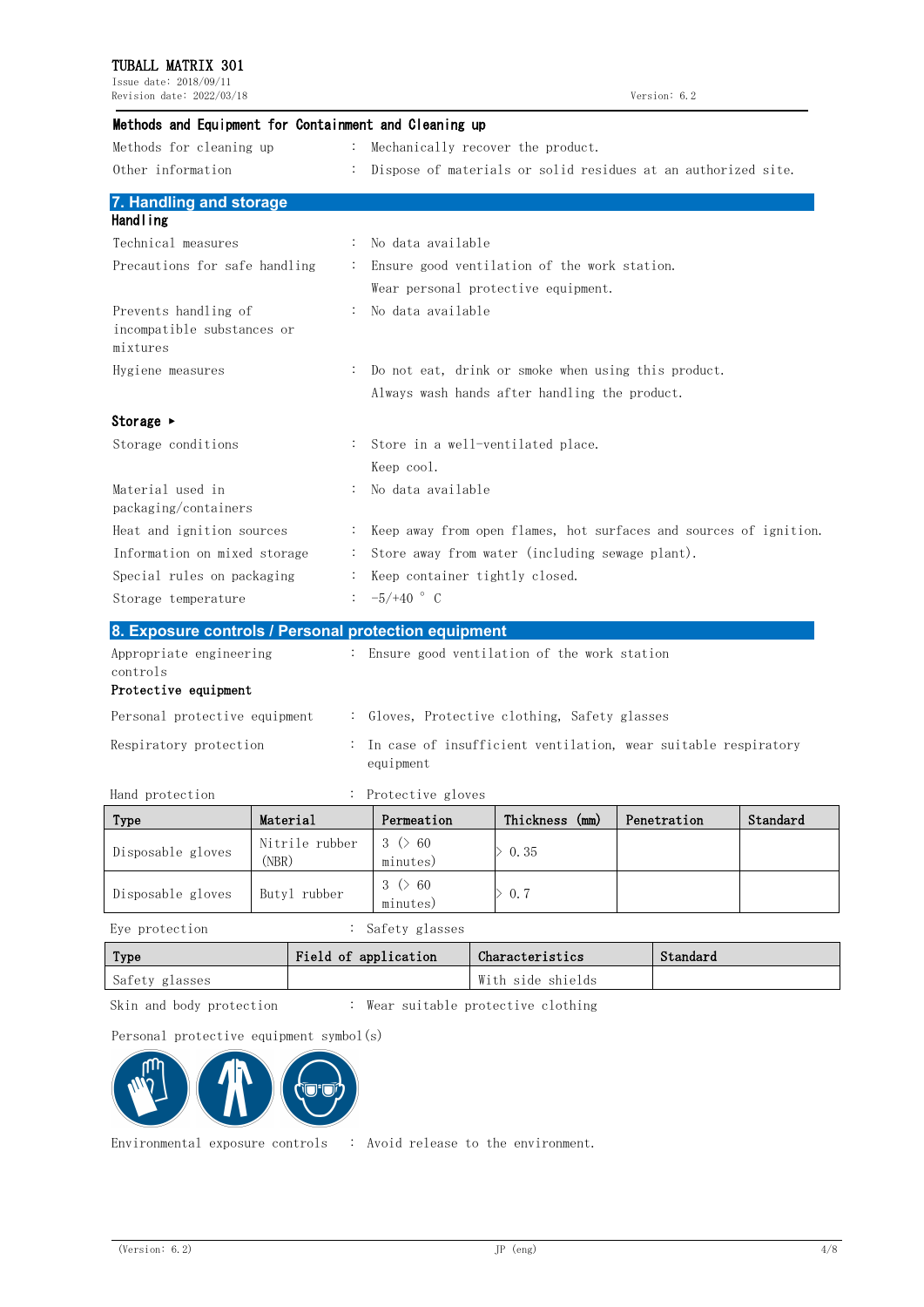### Methods and Equipment for Containment and Cleaning up

Methods for cleaning up : Mechanically recover the product.

Other information : Dispose of materials or solid residues at an authorized site.

## 7. Handling and storage

### Handling

Technical measures : No data available

Precautions for safe handling : Ensure good ventilation of the work station.
Wear personal protective equipment.

Prevents handling of incompatible substances or mixtures : No data available

Hygiene measures : Do not eat, drink or smoke when using this product.
Always wash hands after handling the product.

### Storage ▸

Storage conditions : Store in a well-ventilated place.
Keep cool.

Material used in packaging/containers : No data available

Heat and ignition sources : Keep away from open flames, hot surfaces and sources of ignition.

Information on mixed storage : Store away from water (including sewage plant).

Special rules on packaging : Keep container tightly closed.

Storage temperature : -5/+40 ° C

## 8. Exposure controls / Personal protection equipment

Appropriate engineering controls : Ensure good ventilation of the work station

### Protective equipment

Personal protective equipment : Gloves, Protective clothing, Safety glasses

Respiratory protection : In case of insufficient ventilation, wear suitable respiratory equipment

Hand protection : Protective gloves

| Type | Material | Permeation | Thickness (mm) | Penetration | Standard |
|---|---|---|---|---|---|
| Disposable gloves | Nitrile rubber (NBR) | 3 (> 60 minutes) | > 0.35 | | |
| Disposable gloves | Butyl rubber | 3 (> 60 minutes) | > 0.7 | | |

Eye protection : Safety glasses

| Type | Field of application | Characteristics | Standard |
|---|---|---|---|
| Safety glasses | | With side shields | |

Skin and body protection : Wear suitable protective clothing

Personal protective equipment symbol(s)

Environmental exposure controls : Avoid release to the environment.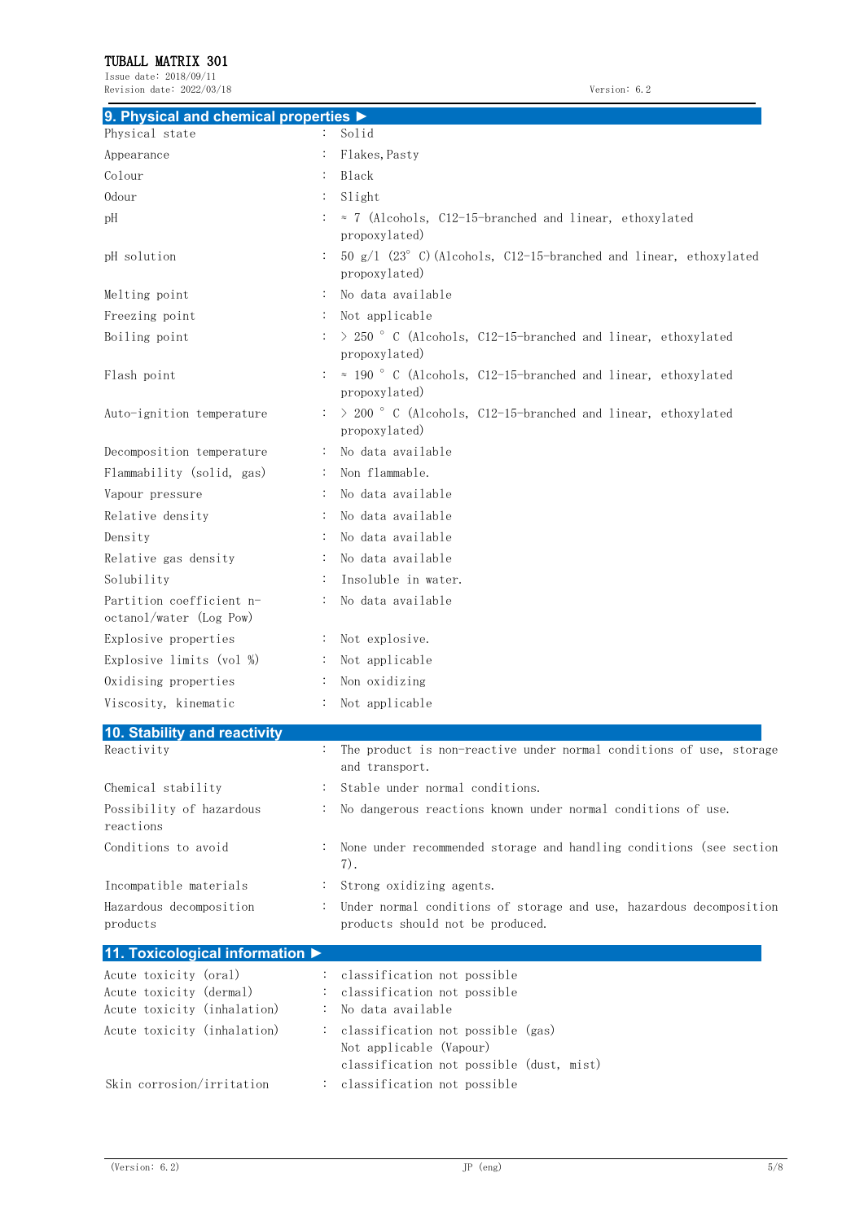## 9. Physical and chemical properties ▶

| | | |
|---|---|---|
| Physical state | : | Solid |
| Appearance | : | Flakes, Pasty |
| Colour | : | Black |
| Odour | : | Slight |
| pH | : | ≈ 7 (Alcohols, C12-15-branched and linear, ethoxylated propoxylated) |
| pH solution | : | 50 g/1 (23° C) (Alcohols, C12-15-branched and linear, ethoxylated propoxylated) |
| Melting point | : | No data available |
| Freezing point | : | Not applicable |
| Boiling point | : | > 250 ° C (Alcohols, C12-15-branched and linear, ethoxylated propoxylated) |
| Flash point | : | ≈ 190 ° C (Alcohols, C12-15-branched and linear, ethoxylated propoxylated) |
| Auto-ignition temperature | : | > 200 ° C (Alcohols, C12-15-branched and linear, ethoxylated propoxylated) |
| Decomposition temperature | : | No data available |
| Flammability (solid, gas) | : | Non flammable. |
| Vapour pressure | : | No data available |
| Relative density | : | No data available |
| Density | : | No data available |
| Relative gas density | : | No data available |
| Solubility | : | Insoluble in water. |
| Partition coefficient n-octanol/water (Log Pow) | : | No data available |
| Explosive properties | : | Not explosive. |
| Explosive limits (vol %) | : | Not applicable |
| Oxidising properties | : | Non oxidizing |
| Viscosity, kinematic | : | Not applicable |

## 10. Stability and reactivity

| | | |
|---|---|---|
| Reactivity | : | The product is non-reactive under normal conditions of use, storage and transport. |
| Chemical stability | : | Stable under normal conditions. |
| Possibility of hazardous reactions | : | No dangerous reactions known under normal conditions of use. |
| Conditions to avoid | : | None under recommended storage and handling conditions (see section 7). |
| Incompatible materials | : | Strong oxidizing agents. |
| Hazardous decomposition products | : | Under normal conditions of storage and use, hazardous decomposition products should not be produced. |

## 11. Toxicological information ▶

| | | |
|---|---|---|
| Acute toxicity (oral) | : | classification not possible |
| Acute toxicity (dermal) | : | classification not possible |
| Acute toxicity (inhalation) | : | No data available |
| Acute toxicity (inhalation) | : | classification not possible (gas)<br>Not applicable (Vapour)<br>classification not possible (dust, mist) |
| Skin corrosion/irritation | : | classification not possible |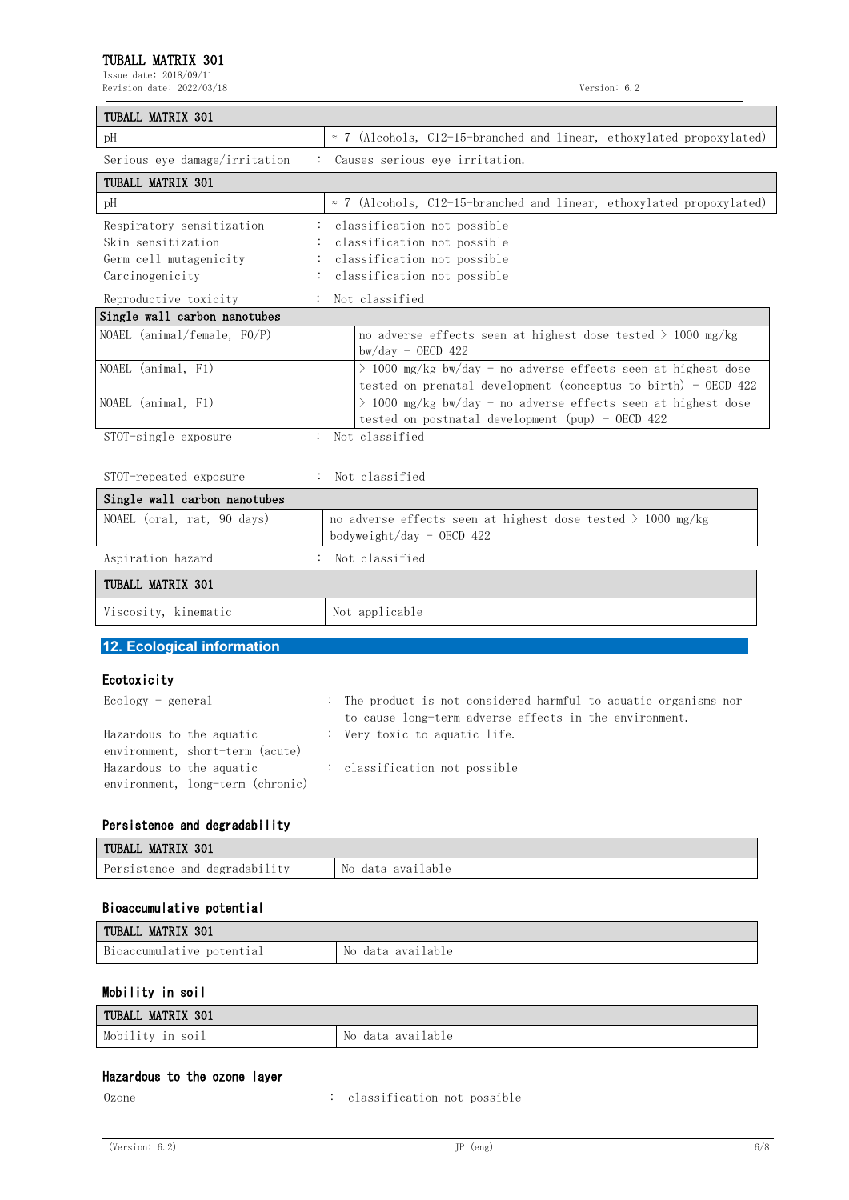| TUBALL MATRIX 301 | |
|---|---|
| pH | ≈ 7 (Alcohols, C12-15-branched and linear, ethoxylated propoxylated) |

Serious eye damage/irritation : Causes serious eye irritation.

| TUBALL MATRIX 301 | |
|---|---|
| pH | ≈ 7 (Alcohols, C12-15-branched and linear, ethoxylated propoxylated) |

Respiratory sensitization : classification not possible

Skin sensitization : classification not possible

Germ cell mutagenicity : classification not possible

Carcinogenicity : classification not possible

Reproductive toxicity : Not classified

| Single wall carbon nanotubes | |
|---|---|
| NOAEL (animal/female, F0/P) | no adverse effects seen at highest dose tested > 1000 mg/kg bw/day - OECD 422 |
| NOAEL (animal, F1) | > 1000 mg/kg bw/day - no adverse effects seen at highest dose tested on prenatal development (conceptus to birth) - OECD 422 |
| NOAEL (animal, F1) | > 1000 mg/kg bw/day - no adverse effects seen at highest dose tested on postnatal development (pup) - OECD 422 |

STOT-single exposure : Not classified

STOT-repeated exposure : Not classified

| Single wall carbon nanotubes | |
|---|---|
| NOAEL (oral, rat, 90 days) | no adverse effects seen at highest dose tested > 1000 mg/kg bodyweight/day - OECD 422 |

Aspiration hazard : Not classified

| TUBALL MATRIX 301 | |
|---|---|
| Viscosity, kinematic | Not applicable |

## 12. Ecological information

### Ecotoxicity

Ecology - general : The product is not considered harmful to aquatic organisms nor to cause long-term adverse effects in the environment.

Hazardous to the aquatic environment, short-term (acute) : Very toxic to aquatic life.

Hazardous to the aquatic environment, long-term (chronic) : classification not possible

### Persistence and degradability

| TUBALL MATRIX 301 | |
|---|---|
| Persistence and degradability | No data available |

### Bioaccumulative potential

| TUBALL MATRIX 301 | |
|---|---|
| Bioaccumulative potential | No data available |

### Mobility in soil

| TUBALL MATRIX 301 | |
|---|---|
| Mobility in soil | No data available |

### Hazardous to the ozone layer

Ozone : classification not possible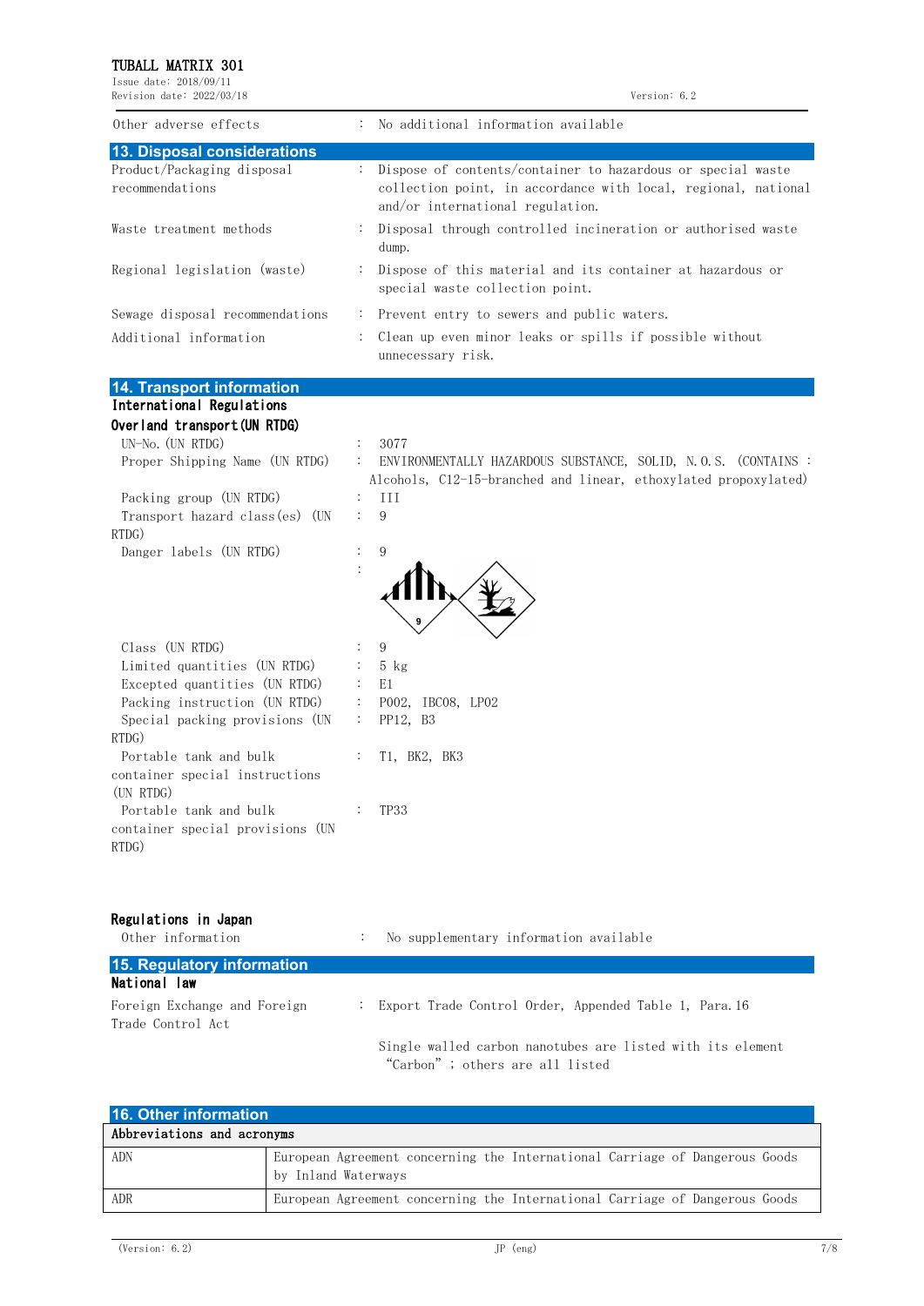| | | |
|---|---|---|
| Other adverse effects | : | No additional information available |

## 13. Disposal considerations

| | | |
|---|---|---|
| Product/Packaging disposal recommendations | : | Dispose of contents/container to hazardous or special waste collection point, in accordance with local, regional, national and/or international regulation. |
| Waste treatment methods | : | Disposal through controlled incineration or authorised waste dump. |
| Regional legislation (waste) | : | Dispose of this material and its container at hazardous or special waste collection point. |
| Sewage disposal recommendations | : | Prevent entry to sewers and public waters. |
| Additional information | : | Clean up even minor leaks or spills if possible without unnecessary risk. |

## 14. Transport information

**International Regulations**

**Overland transport(UN RTDG)**

| | | |
|---|---|---|
| UN-No.(UN RTDG) | : | 3077 |
| Proper Shipping Name (UN RTDG) | : | ENVIRONMENTALLY HAZARDOUS SUBSTANCE, SOLID, N.O.S. (CONTAINS : Alcohols, C12-15-branched and linear, ethoxylated propoxylated) |
| Packing group (UN RTDG) | : | III |
| Transport hazard class(es) (UN RTDG) | : | 9 |
| Danger labels (UN RTDG) | : | 9 |
| Class (UN RTDG) | : | 9 |
| Limited quantities (UN RTDG) | : | 5 kg |
| Excepted quantities (UN RTDG) | : | E1 |
| Packing instruction (UN RTDG) | : | P002, IBC08, LP02 |
| Special packing provisions (UN RTDG) | : | PP12, B3 |
| Portable tank and bulk container special instructions (UN RTDG) | : | T1, BK2, BK3 |
| Portable tank and bulk container special provisions (UN RTDG) | : | TP33 |

**Regulations in Japan**

| | | |
|---|---|---|
| Other information | : | No supplementary information available |

## 15. Regulatory information

**National law**

| | | |
|---|---|---|
| Foreign Exchange and Foreign Trade Control Act | : | Export Trade Control Order, Appended Table 1, Para.16<br><br>Single walled carbon nanotubes are listed with its element "Carbon"; others are all listed |

## 16. Other information

| Abbreviations and acronyms | |
|---|---|
| ADN | European Agreement concerning the International Carriage of Dangerous Goods by Inland Waterways |
| ADR | European Agreement concerning the International Carriage of Dangerous Goods |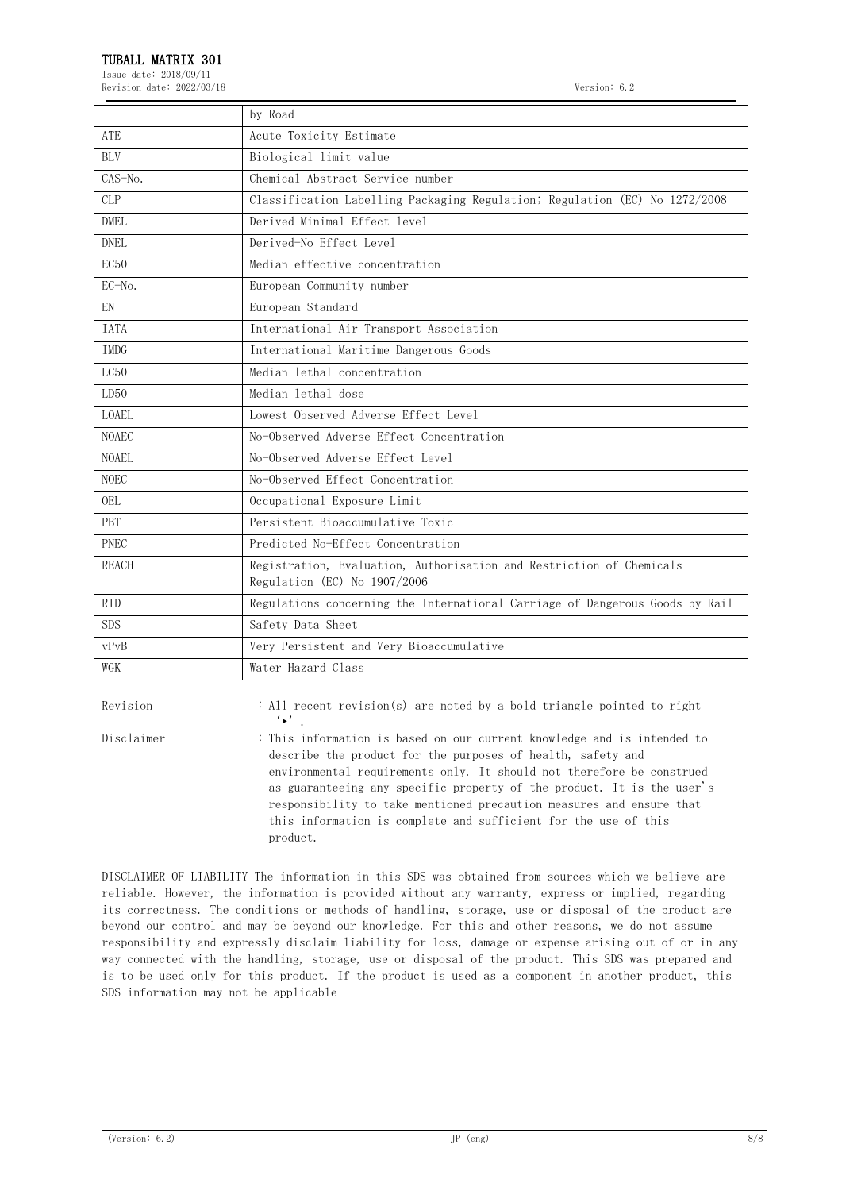| | |
|---|---|
| | by Road |
| ATE | Acute Toxicity Estimate |
| BLV | Biological limit value |
| CAS-No. | Chemical Abstract Service number |
| CLP | Classification Labelling Packaging Regulation; Regulation (EC) No 1272/2008 |
| DMEL | Derived Minimal Effect level |
| DNEL | Derived-No Effect Level |
| EC50 | Median effective concentration |
| EC-No. | European Community number |
| EN | European Standard |
| IATA | International Air Transport Association |
| IMDG | International Maritime Dangerous Goods |
| LC50 | Median lethal concentration |
| LD50 | Median lethal dose |
| LOAEL | Lowest Observed Adverse Effect Level |
| NOAEC | No-Observed Adverse Effect Concentration |
| NOAEL | No-Observed Adverse Effect Level |
| NOEC | No-Observed Effect Concentration |
| OEL | Occupational Exposure Limit |
| PBT | Persistent Bioaccumulative Toxic |
| PNEC | Predicted No-Effect Concentration |
| REACH | Registration, Evaluation, Authorisation and Restriction of Chemicals Regulation (EC) No 1907/2006 |
| RID | Regulations concerning the International Carriage of Dangerous Goods by Rail |
| SDS | Safety Data Sheet |
| vPvB | Very Persistent and Very Bioaccumulative |
| WGK | Water Hazard Class |

Revision : All recent revision(s) are noted by a bold triangle pointed to right '►'.

Disclaimer : This information is based on our current knowledge and is intended to describe the product for the purposes of health, safety and environmental requirements only. It should not therefore be construed as guaranteeing any specific property of the product. It is the user's responsibility to take mentioned precaution measures and ensure that this information is complete and sufficient for the use of this product.

DISCLAIMER OF LIABILITY The information in this SDS was obtained from sources which we believe are reliable. However, the information is provided without any warranty, express or implied, regarding its correctness. The conditions or methods of handling, storage, use or disposal of the product are beyond our control and may be beyond our knowledge. For this and other reasons, we do not assume responsibility and expressly disclaim liability for loss, damage or expense arising out of or in any way connected with the handling, storage, use or disposal of the product. This SDS was prepared and is to be used only for this product. If the product is used as a component in another product, this SDS information may not be applicable